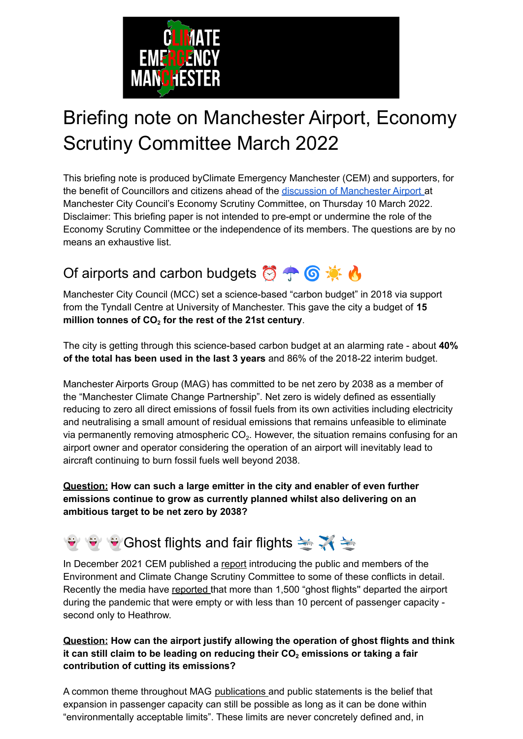# Briefing note on Manchester Airport, Economy Scrutiny Committee March 2022

This briefing note is produced byClimate Emergency Manchester (CEM) and supporters, for the benefit of Councillors and citizens ahead of the discussion of Manchester Airport at Manchester City Council's Economy Scrutiny Committee, on Thursday 10 March 2022. Disclaimer: This briefing paper is not intended to pre-empt or undermine the role of the Economy Scrutiny Committee or the independence of its members. The questions are by no means an exhaustive list.

## Of airports and carbon budgets ⏰ ☂️ 🌀 ☀️ 🔥

Manchester City Council (MCC) set a science-based "carbon budget" in 2018 via support from the Tyndall Centre at University of Manchester. This gave the city a budget of **15 million tonnes of $CO_2$ for the rest of the 21st century**.

The city is getting through this science-based carbon budget at an alarming rate - about **40% of the total has been used in the last 3 years** and 86% of the 2018-22 interim budget.

Manchester Airports Group (MAG) has committed to be net zero by 2038 as a member of the "Manchester Climate Change Partnership". Net zero is widely defined as essentially reducing to zero all direct emissions of fossil fuels from its own activities including electricity and neutralising a small amount of residual emissions that remains unfeasible to eliminate via permanently removing atmospheric $CO_2$. However, the situation remains confusing for an airport owner and operator considering the operation of an airport will inevitably lead to aircraft continuing to burn fossil fuels well beyond 2038.

**Question: How can such a large emitter in the city and enabler of even further emissions continue to grow as currently planned whilst also delivering on an ambitious target to be net zero by 2038?**

## 👻 👻 👻 Ghost flights and fair flights 🛬 ✈️ 🛬

In December 2021 CEM published a report introducing the public and members of the Environment and Climate Change Scrutiny Committee to some of these conflicts in detail. Recently the media have reported that more than 1,500 "ghost flights" departed the airport during the pandemic that were empty or with less than 10 percent of passenger capacity - second only to Heathrow.

**Question: How can the airport justify allowing the operation of ghost flights and think it can still claim to be leading on reducing their $CO_2$ emissions or taking a fair contribution of cutting its emissions?**

A common theme throughout MAG publications and public statements is the belief that expansion in passenger capacity can still be possible as long as it can be done within "environmentally acceptable limits". These limits are never concretely defined and, in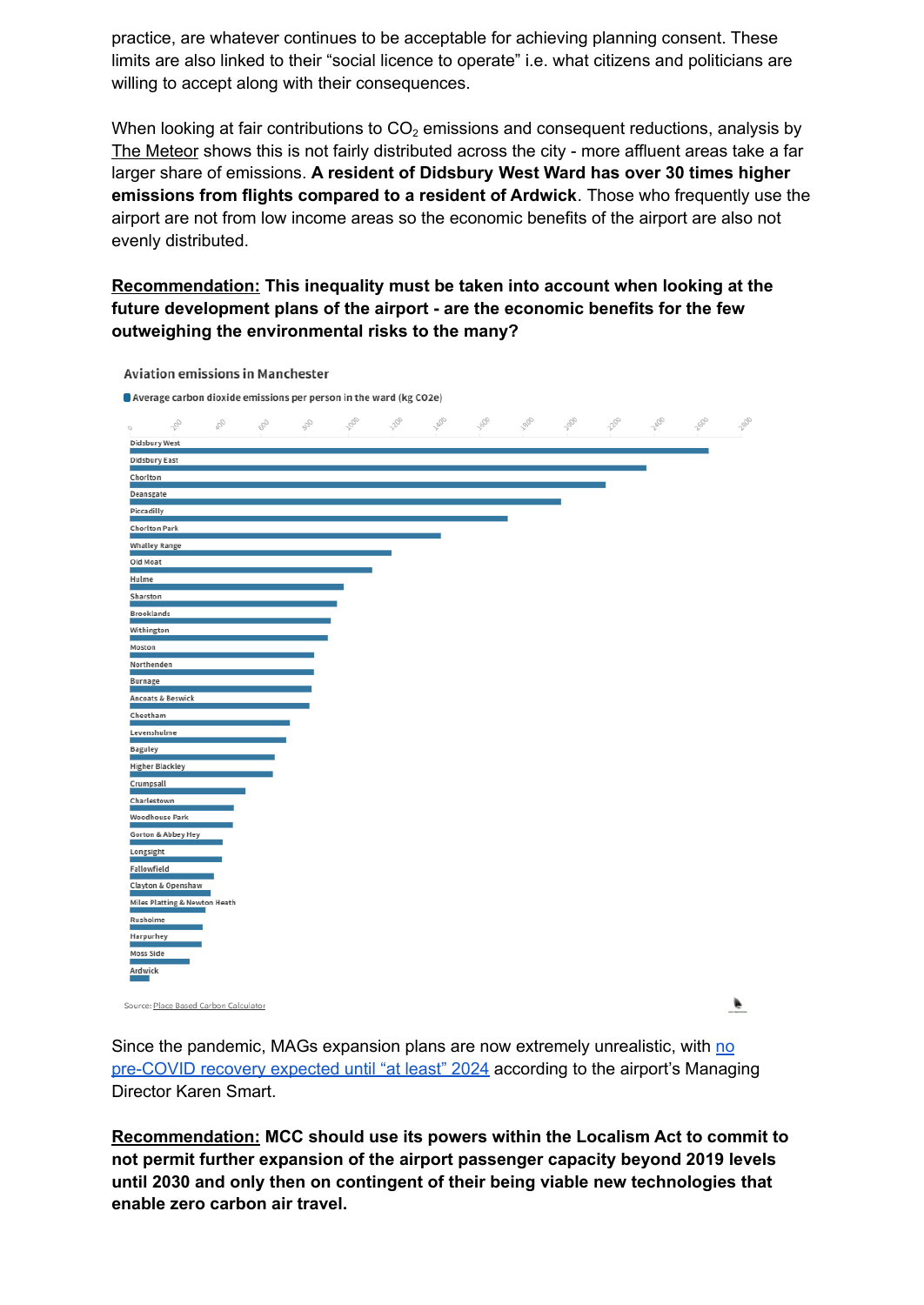practice, are whatever continues to be acceptable for achieving planning consent. These limits are also linked to their "social licence to operate" i.e. what citizens and politicians are willing to accept along with their consequences.

When looking at fair contributions to $CO_2$ emissions and consequent reductions, analysis by The Meteor shows this is not fairly distributed across the city - more affluent areas take a far larger share of emissions. **A resident of Didsbury West Ward has over 30 times higher emissions from flights compared to a resident of Ardwick**. Those who frequently use the airport are not from low income areas so the economic benefits of the airport are also not evenly distributed.

**Recommendation: This inequality must be taken into account when looking at the future development plans of the airport - are the economic benefits for the few outweighing the environmental risks to the many?**

Aviation emissions in Manchester

Average carbon dioxide emissions per person in the ward (kg CO2e)

0, 200, 400, 600, 800, 1000, 1200, 1400, 1600, 1800, 2000, 2200, 2400, 2600, 2800

Didsbury West
Didsbury East
Chorlton
Deansgate
Piccadilly
Chorlton Park
Whalley Range
Old Moat
Hulme
Sharston
Brooklands
Withington
Moston
Northenden
Burnage
Ancoats & Beswick
Cheetham
Levenshulme
Baguley
Higher Blackley
Crumpsall
Charlestown
Woodhouse Park
Gorton & Abbey Hey
Longsight
Fallowfield
Clayton & Openshaw
Miles Platting & Newton Heath
Rusholme
Harpurhey
Moss Side
Ardwick

Source: Place Based Carbon Calculator

Since the pandemic, MAGs expansion plans are now extremely unrealistic, with no pre-COVID recovery expected until "at least" 2024 according to the airport's Managing Director Karen Smart.

**Recommendation: MCC should use its powers within the Localism Act to commit to not permit further expansion of the airport passenger capacity beyond 2019 levels until 2030 and only then on contingent of their being viable new technologies that enable zero carbon air travel.**